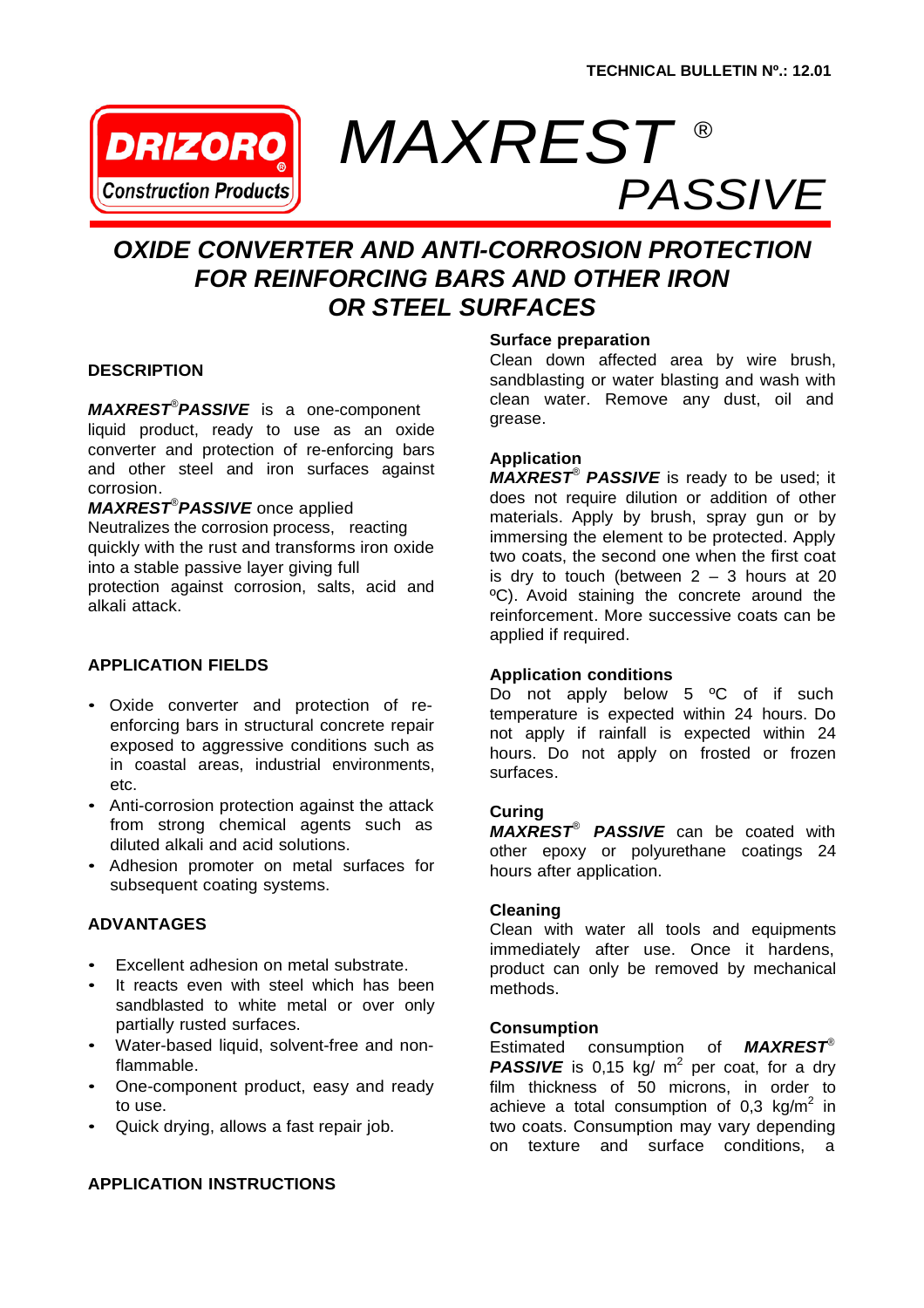TECHNICAL BULLETIN Nº.: 12.01

DRIZORO® Construction Products

# MAXREST® PASSIVE

## OXIDE CONVERTER AND ANTI-CORROSION PROTECTION FOR REINFORCING BARS AND OTHER IRON OR STEEL SURFACES

### DESCRIPTION

***MAXREST®PASSIVE*** is a one-component liquid product, ready to use as an oxide converter and protection of re-enforcing bars and other steel and iron surfaces against corrosion.

***MAXREST®PASSIVE*** once applied Neutralizes the corrosion process, reacting quickly with the rust and transforms iron oxide into a stable passive layer giving full protection against corrosion, salts, acid and alkali attack.

### APPLICATION FIELDS

- Oxide converter and protection of re-enforcing bars in structural concrete repair exposed to aggressive conditions such as in coastal areas, industrial environments, etc.
- Anti-corrosion protection against the attack from strong chemical agents such as diluted alkali and acid solutions.
- Adhesion promoter on metal surfaces for subsequent coating systems.

### ADVANTAGES

- Excellent adhesion on metal substrate.
- It reacts even with steel which has been sandblasted to white metal or over only partially rusted surfaces.
- Water-based liquid, solvent-free and non-flammable.
- One-component product, easy and ready to use.
- Quick drying, allows a fast repair job.

### APPLICATION INSTRUCTIONS

**Surface preparation**

Clean down affected area by wire brush, sandblasting or water blasting and wash with clean water. Remove any dust, oil and grease.

**Application**

***MAXREST® PASSIVE*** is ready to be used; it does not require dilution or addition of other materials. Apply by brush, spray gun or by immersing the element to be protected. Apply two coats, the second one when the first coat is dry to touch (between 2 – 3 hours at 20 ºC). Avoid staining the concrete around the reinforcement. More successive coats can be applied if required.

**Application conditions**

Do not apply below 5 ºC of if such temperature is expected within 24 hours. Do not apply if rainfall is expected within 24 hours. Do not apply on frosted or frozen surfaces.

**Curing**

***MAXREST® PASSIVE*** can be coated with other epoxy or polyurethane coatings 24 hours after application.

**Cleaning**

Clean with water all tools and equipments immediately after use. Once it hardens, product can only be removed by mechanical methods.

**Consumption**

Estimated consumption of ***MAXREST® PASSIVE*** is 0,15 kg/ $m^2$ per coat, for a dry film thickness of 50 microns, in order to achieve a total consumption of 0,3 kg/$m^2$ in two coats. Consumption may vary depending on texture and surface conditions, a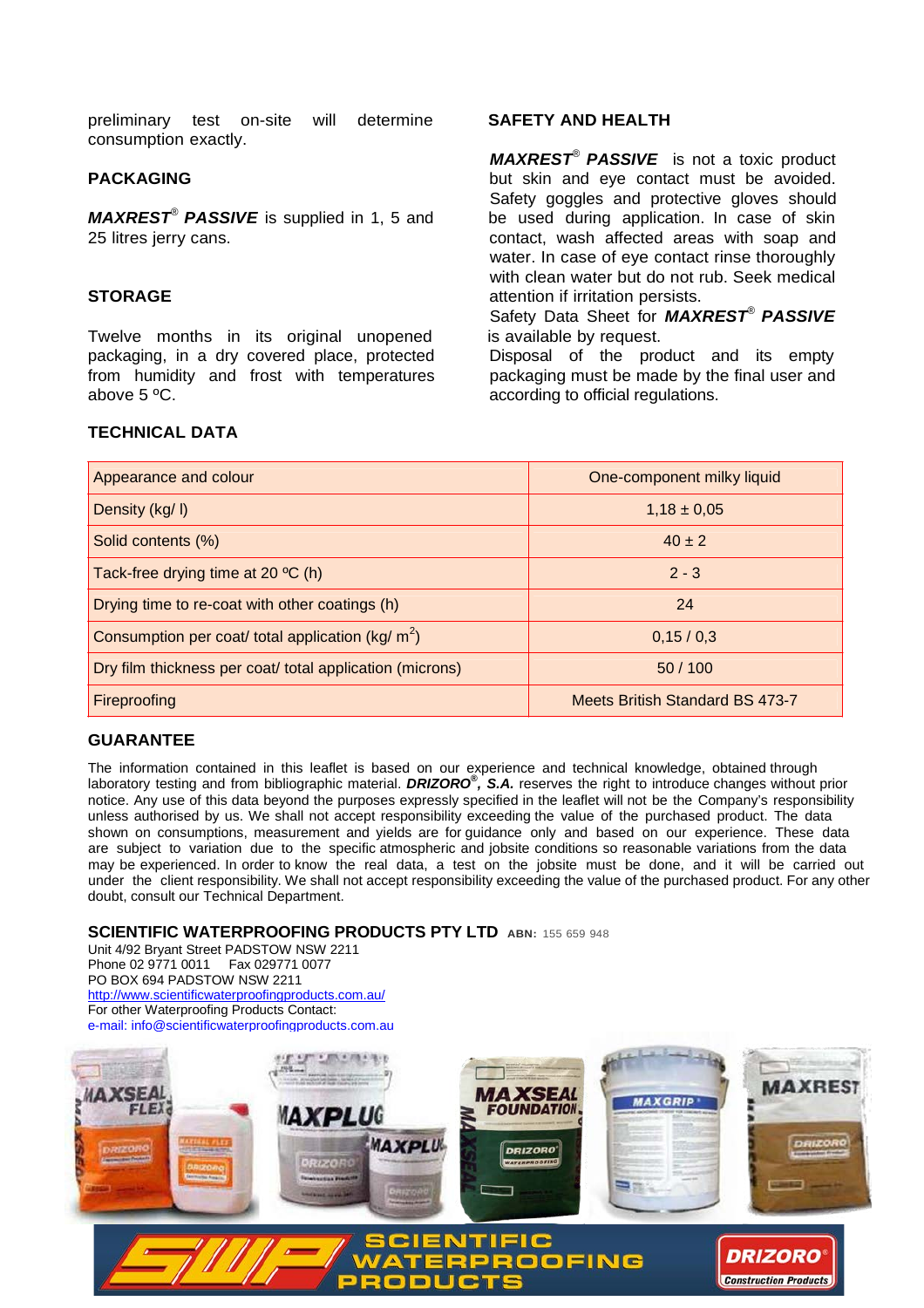preliminary test on-site will determine consumption exactly.

## PACKAGING

***MAXREST*®** ***PASSIVE*** is supplied in 1, 5 and 25 litres jerry cans.

## STORAGE

Twelve months in its original unopened packaging, in a dry covered place, protected from humidity and frost with temperatures above 5 ºC.

## SAFETY AND HEALTH

***MAXREST*®** ***PASSIVE*** is not a toxic product but skin and eye contact must be avoided. Safety goggles and protective gloves should be used during application. In case of skin contact, wash affected areas with soap and water. In case of eye contact rinse thoroughly with clean water but do not rub. Seek medical attention if irritation persists.

Safety Data Sheet for ***MAXREST*®** ***PASSIVE*** is available by request.

Disposal of the product and its empty packaging must be made by the final user and according to official regulations.

## TECHNICAL DATA

| | |
|---|---|
| Appearance and colour | One-component milky liquid |
| Density (kg/ l) | 1,18 ± 0,05 |
| Solid contents (%) | 40 ± 2 |
| Tack-free drying time at 20 ºC (h) | 2 - 3 |
| Drying time to re-coat with other coatings (h) | 24 |
| Consumption per coat/ total application (kg/ $m^2$) | 0,15 / 0,3 |
| Dry film thickness per coat/ total application (microns) | 50 / 100 |
| Fireproofing | Meets British Standard BS 473-7 |

## GUARANTEE

The information contained in this leaflet is based on our experience and technical knowledge, obtained through laboratory testing and from bibliographic material. ***DRIZORO*®*, S.A.*** reserves the right to introduce changes without prior notice. Any use of this data beyond the purposes expressly specified in the leaflet will not be the Company's responsibility unless authorised by us. We shall not accept responsibility exceeding the value of the purchased product. The data shown on consumptions, measurement and yields are for guidance only and based on our experience. These data are subject to variation due to the specific atmospheric and jobsite conditions so reasonable variations from the data may be experienced. In order to know the real data, a test on the jobsite must be done, and it will be carried out under the client responsibility. We shall not accept responsibility exceeding the value of the purchased product. For any other doubt, consult our Technical Department.

**SCIENTIFIC WATERPROOFING PRODUCTS PTY LTD** **ABN:** 155 659 948
Unit 4/92 Bryant Street PADSTOW NSW 2211
Phone 02 9771 0011 Fax 029771 0077
PO BOX 694 PADSTOW NSW 2211
http://www.scientificwaterproofingproducts.com.au/
For other Waterproofing Products Contact:
e-mail: info@scientificwaterproofingproducts.com.au

SCIENTIFIC WATERPROOFING PRODUCTS

DRIZORO® Construction Products